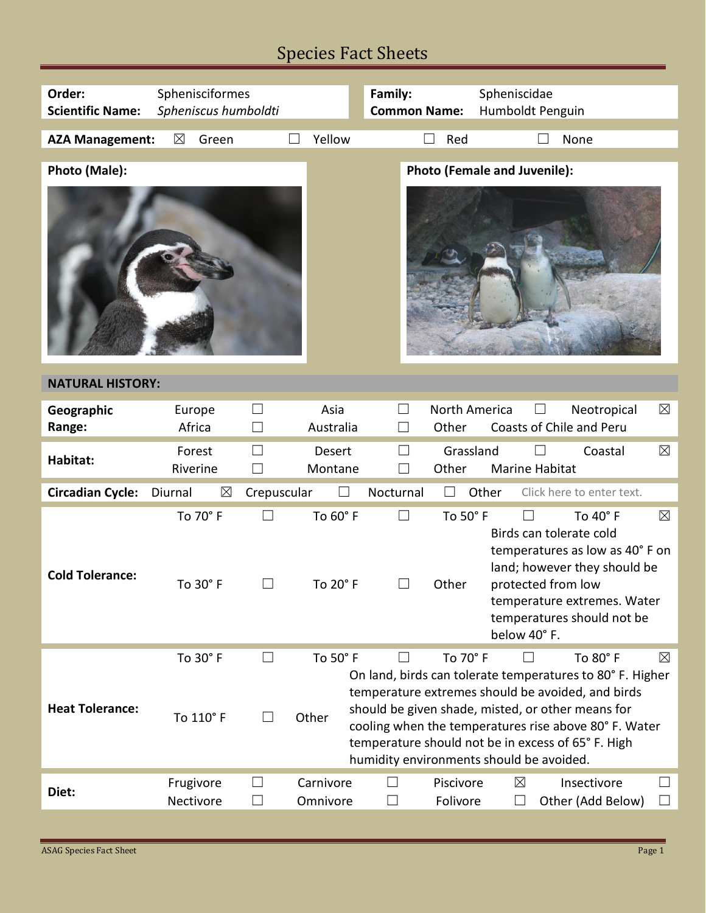# Species Fact Sheets

| | | | |
|---|---|---|---|
| **Order:** | Sphenisciformes | **Family:** | Spheniscidae |
| **Scientific Name:** | *Spheniscus humboldti* | **Common Name:** | Humboldt Penguin |

**AZA Management:** ☒ Green ☐ Yellow ☐ Red ☐ None

**Photo (Male):**

**Photo (Female and Juvenile):**

## NATURAL HISTORY:

| | | | | | | | | |
|---|---|---|---|---|---|---|---|---|
| **Geographic Range:** | Europe | ☐ | Asia | ☐ | North America | ☐ | Neotropical | ☒ |
| | Africa | ☐ | Australia | ☐ | Other | Coasts of Chile and Peru | | |
| **Habitat:** | Forest | ☐ | Desert | ☐ | Grassland | ☐ | Coastal | ☒ |
| | Riverine | ☐ | Montane | ☐ | Other | Marine Habitat | | |
| **Circadian Cycle:** | Diurnal | ☒ | Crepuscular | ☐ | Nocturnal | ☐ | Other | Click here to enter text. |
| **Cold Tolerance:** | To 70° F | ☐ | To 60° F | ☐ | To 50° F | ☐ | To 40° F | ☒ |
| | To 30° F | ☐ | To 20° F | ☐ | Other | Birds can tolerate cold temperatures as low as 40° F on land; however they should be protected from low temperature extremes. Water temperatures should not be below 40° F. | | |
| **Heat Tolerance:** | To 30° F | ☐ | To 50° F | ☐ | To 70° F | ☐ | To 80° F | ☒ |
| | To 110° F | ☐ | Other | On land, birds can tolerate temperatures to 80° F. Higher temperature extremes should be avoided, and birds should be given shade, misted, or other means for cooling when the temperatures rise above 80° F. Water temperature should not be in excess of 65° F. High humidity environments should be avoided. | | | | |
| **Diet:** | Frugivore | ☐ | Carnivore | ☐ | Piscivore | ☒ | Insectivore | ☐ |
| | Nectivore | ☐ | Omnivore | ☐ | Folivore | ☐ | Other (Add Below) | ☐ |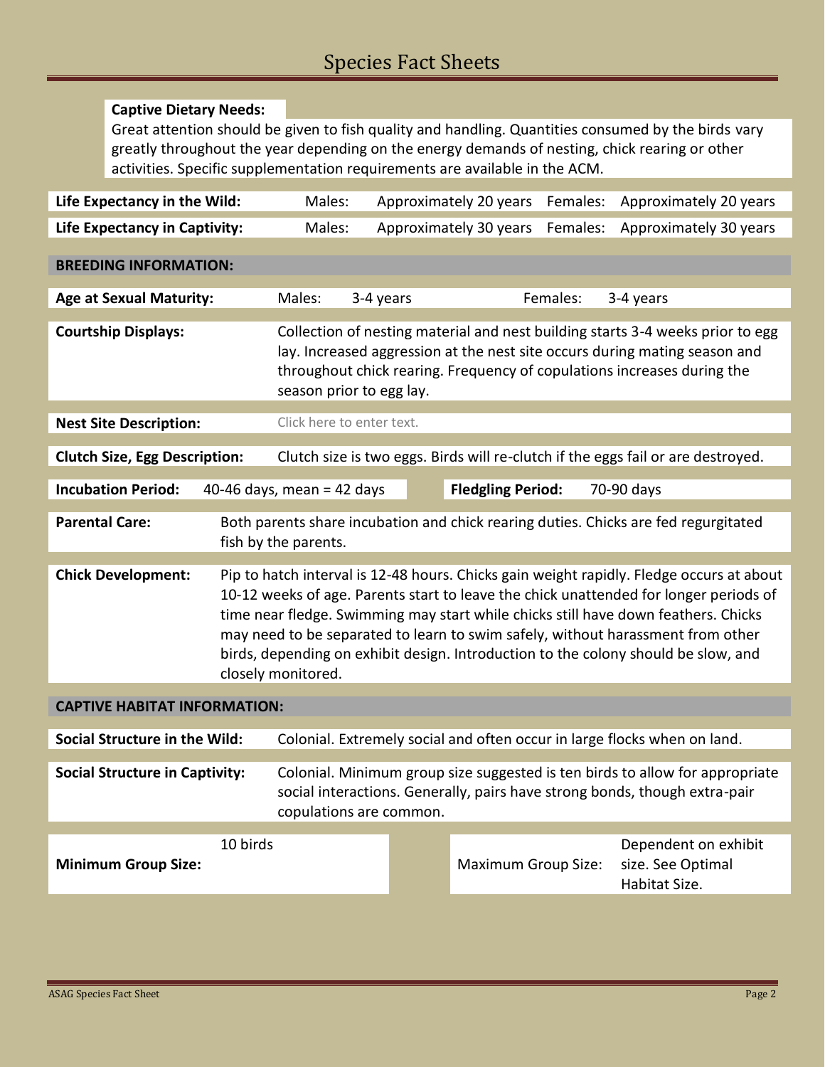**Captive Dietary Needs:**

Great attention should be given to fish quality and handling. Quantities consumed by the birds vary greatly throughout the year depending on the energy demands of nesting, chick rearing or other activities. Specific supplementation requirements are available in the ACM.

| | | | | |
|---|---|---|---|---|
| **Life Expectancy in the Wild:** | Males: | Approximately 20 years | Females: | Approximately 20 years |
| **Life Expectancy in Captivity:** | Males: | Approximately 30 years | Females: | Approximately 30 years |

## BREEDING INFORMATION:

| | | | | |
|---|---|---|---|---|
| **Age at Sexual Maturity:** | Males: | 3-4 years | Females: | 3-4 years |

**Courtship Displays:** Collection of nesting material and nest building starts 3-4 weeks prior to egg lay. Increased aggression at the nest site occurs during mating season and throughout chick rearing. Frequency of copulations increases during the season prior to egg lay.

**Nest Site Description:** Click here to enter text.

**Clutch Size, Egg Description:** Clutch size is two eggs. Birds will re-clutch if the eggs fail or are destroyed.

| | | | |
|---|---|---|---|
| **Incubation Period:** | 40-46 days, mean = 42 days | **Fledgling Period:** | 70-90 days |

**Parental Care:** Both parents share incubation and chick rearing duties. Chicks are fed regurgitated fish by the parents.

**Chick Development:** Pip to hatch interval is 12-48 hours. Chicks gain weight rapidly. Fledge occurs at about 10-12 weeks of age. Parents start to leave the chick unattended for longer periods of time near fledge. Swimming may start while chicks still have down feathers. Chicks may need to be separated to learn to swim safely, without harassment from other birds, depending on exhibit design. Introduction to the colony should be slow, and closely monitored.

## CAPTIVE HABITAT INFORMATION:

**Social Structure in the Wild:** Colonial. Extremely social and often occur in large flocks when on land.

**Social Structure in Captivity:** Colonial. Minimum group size suggested is ten birds to allow for appropriate social interactions. Generally, pairs have strong bonds, though extra-pair copulations are common.

| | | | |
|---|---|---|---|
| **Minimum Group Size:** | 10 birds | Maximum Group Size: | Dependent on exhibit size. See Optimal Habitat Size. |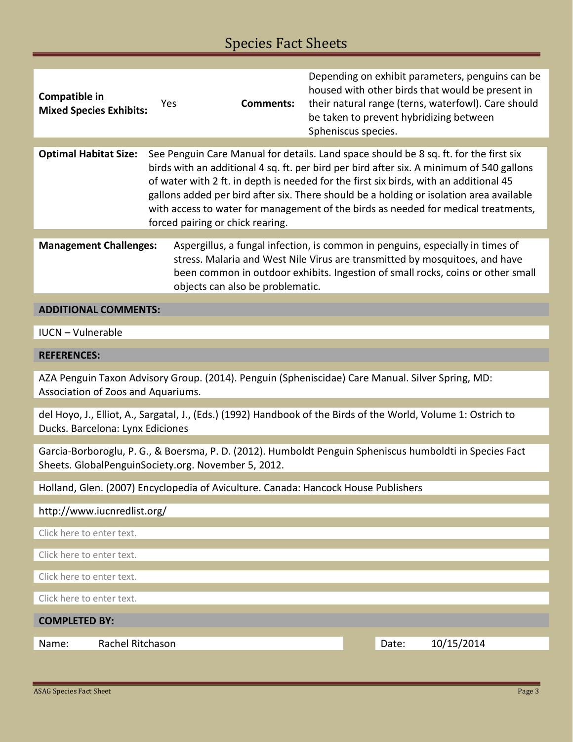# Species Fact Sheets

| | | | |
|---|---|---|---|
| **Compatible in Mixed Species Exhibits:** | Yes | **Comments:** | Depending on exhibit parameters, penguins can be housed with other birds that would be present in their natural range (terns, waterfowl). Care should be taken to prevent hybridizing between Spheniscus species. |

**Optimal Habitat Size:** See Penguin Care Manual for details. Land space should be 8 sq. ft. for the first six birds with an additional 4 sq. ft. per bird per bird after six. A minimum of 540 gallons of water with 2 ft. in depth is needed for the first six birds, with an additional 45 gallons added per bird after six. There should be a holding or isolation area available with access to water for management of the birds as needed for medical treatments, forced pairing or chick rearing.

**Management Challenges:** Aspergillus, a fungal infection, is common in penguins, especially in times of stress. Malaria and West Nile Virus are transmitted by mosquitoes, and have been common in outdoor exhibits. Ingestion of small rocks, coins or other small objects can also be problematic.

**ADDITIONAL COMMENTS:**

IUCN – Vulnerable

**REFERENCES:**

AZA Penguin Taxon Advisory Group. (2014). Penguin (Spheniscidae) Care Manual. Silver Spring, MD: Association of Zoos and Aquariums.

del Hoyo, J., Elliot, A., Sargatal, J., (Eds.) (1992) Handbook of the Birds of the World, Volume 1: Ostrich to Ducks. Barcelona: Lynx Ediciones

Garcia-Borboroglu, P. G., & Boersma, P. D. (2012). Humboldt Penguin Spheniscus humboldti in Species Fact Sheets. GlobalPenguinSociety.org. November 5, 2012.

Holland, Glen. (2007) Encyclopedia of Aviculture. Canada: Hancock House Publishers

http://www.iucnredlist.org/

Click here to enter text.

Click here to enter text.

Click here to enter text.

Click here to enter text.

**COMPLETED BY:**

Name: Rachel Ritchason Date: 10/15/2014